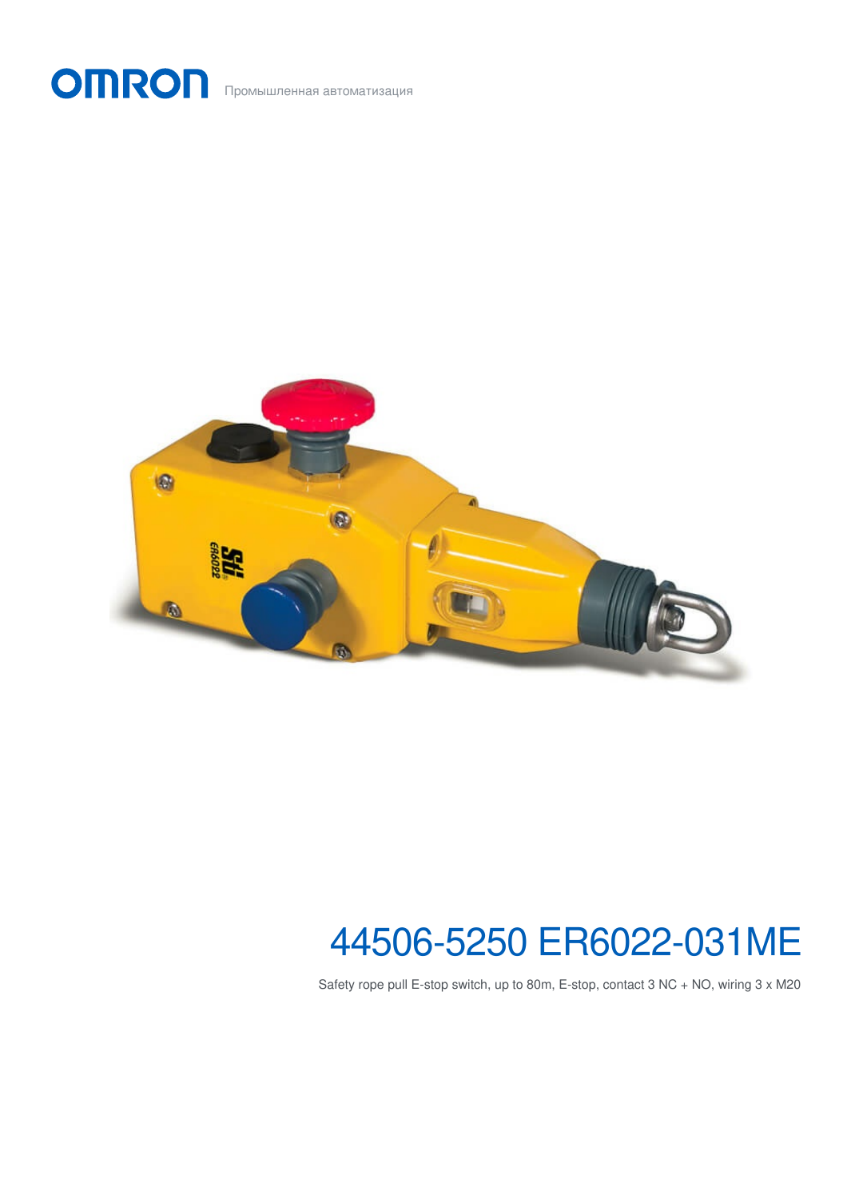OMRON Промышленная автоматизация

# 44506-5250 ER6022-031ME

Safety rope pull E-stop switch, up to 80m, E-stop, contact 3 NC + NO, wiring 3 x M20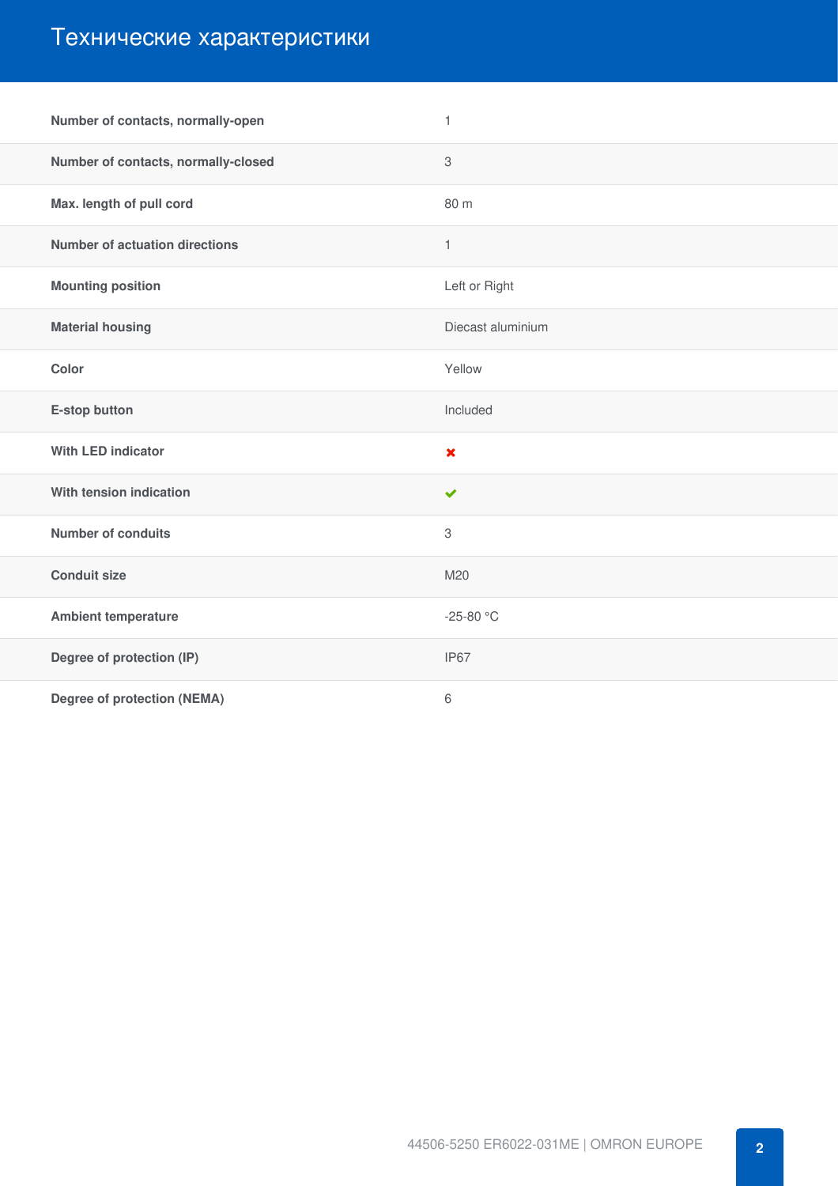# Технические характеристики

| | |
|---|---|
| **Number of contacts, normally-open** | 1 |
| **Number of contacts, normally-closed** | 3 |
| **Max. length of pull cord** | 80 m |
| **Number of actuation directions** | 1 |
| **Mounting position** | Left or Right |
| **Material housing** | Diecast aluminium |
| **Color** | Yellow |
| **E-stop button** | Included |
| **With LED indicator** | ✖ |
| **With tension indication** | ✔ |
| **Number of conduits** | 3 |
| **Conduit size** | M20 |
| **Ambient temperature** | -25-80 °C |
| **Degree of protection (IP)** | IP67 |
| **Degree of protection (NEMA)** | 6 |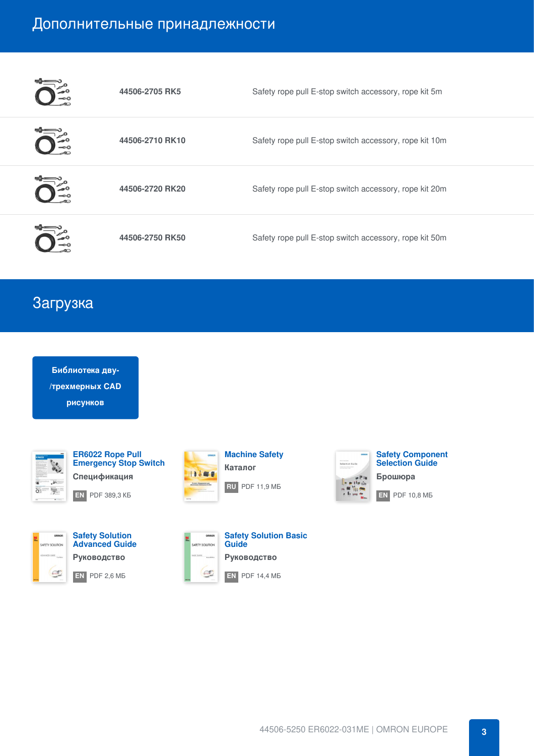# Дополнительные принадлежности

| | | |
|---|---|---|
| | **44506-2705 RK5** | Safety rope pull E-stop switch accessory, rope kit 5m |
| | **44506-2710 RK10** | Safety rope pull E-stop switch accessory, rope kit 10m |
| | **44506-2720 RK20** | Safety rope pull E-stop switch accessory, rope kit 20m |
| | **44506-2750 RK50** | Safety rope pull E-stop switch accessory, rope kit 50m |

# Загрузка

**Библиотека дву-/трехмерных CAD рисунков**

**ER6022 Rope Pull Emergency Stop Switch**
Спецификация
EN PDF 389,3 КБ

**Machine Safety**
Каталог
RU PDF 11,9 МБ

**Safety Component Selection Guide**
Брошюра
EN PDF 10,8 МБ

**Safety Solution Advanced Guide**
Руководство
EN PDF 2,6 МБ

**Safety Solution Basic Guide**
Руководство
EN PDF 14,4 МБ

44506-5250 ER6022-031ME | OMRON EUROPE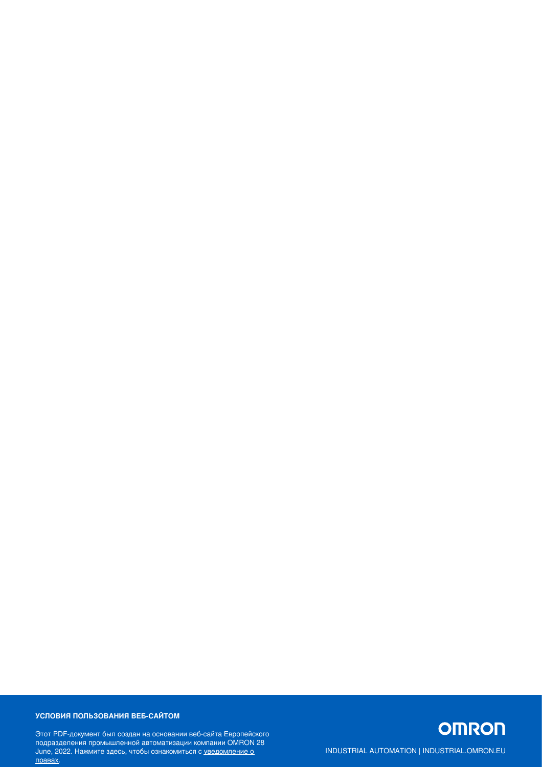**УСЛОВИЯ ПОЛЬЗОВАНИЯ ВЕБ-САЙТОМ**

Этот PDF-документ был создан на основании веб-сайта Европейского подразделения промышленной автоматизации компании OMRON 28 June, 2022. Нажмите здесь, чтобы ознакомиться с уведомление о правах.

OMRON

INDUSTRIAL AUTOMATION | INDUSTRIAL.OMRON.EU